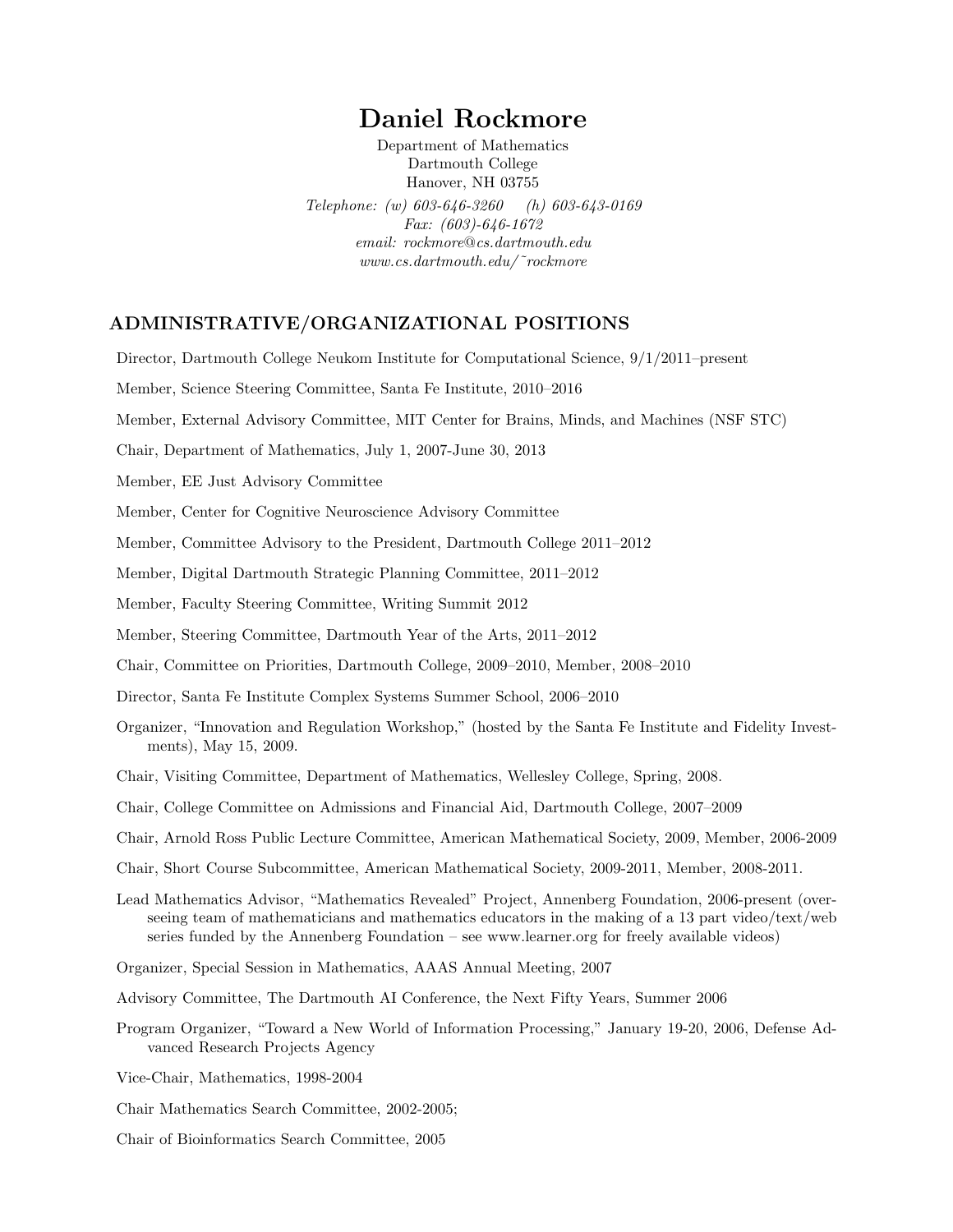# Daniel Rockmore

Department of Mathematics
Dartmouth College
Hanover, NH 03755

*Telephone: (w) 603-646-3260 (h) 603-643-0169*
*Fax: (603)-646-1672*
*email: rockmore@cs.dartmouth.edu*
*www.cs.dartmouth.edu/~rockmore*

## ADMINISTRATIVE/ORGANIZATIONAL POSITIONS

Director, Dartmouth College Neukom Institute for Computational Science, 9/1/2011–present

Member, Science Steering Committee, Santa Fe Institute, 2010–2016

Member, External Advisory Committee, MIT Center for Brains, Minds, and Machines (NSF STC)

Chair, Department of Mathematics, July 1, 2007-June 30, 2013

Member, EE Just Advisory Committee

Member, Center for Cognitive Neuroscience Advisory Committee

Member, Committee Advisory to the President, Dartmouth College 2011–2012

Member, Digital Dartmouth Strategic Planning Committee, 2011–2012

Member, Faculty Steering Committee, Writing Summit 2012

Member, Steering Committee, Dartmouth Year of the Arts, 2011–2012

Chair, Committee on Priorities, Dartmouth College, 2009–2010, Member, 2008–2010

Director, Santa Fe Institute Complex Systems Summer School, 2006–2010

Organizer, "Innovation and Regulation Workshop," (hosted by the Santa Fe Institute and Fidelity Investments), May 15, 2009.

Chair, Visiting Committee, Department of Mathematics, Wellesley College, Spring, 2008.

Chair, College Committee on Admissions and Financial Aid, Dartmouth College, 2007–2009

Chair, Arnold Ross Public Lecture Committee, American Mathematical Society, 2009, Member, 2006-2009

Chair, Short Course Subcommittee, American Mathematical Society, 2009-2011, Member, 2008-2011.

Lead Mathematics Advisor, "Mathematics Revealed" Project, Annenberg Foundation, 2006-present (overseeing team of mathematicians and mathematics educators in the making of a 13 part video/text/web series funded by the Annenberg Foundation – see www.learner.org for freely available videos)

Organizer, Special Session in Mathematics, AAAS Annual Meeting, 2007

Advisory Committee, The Dartmouth AI Conference, the Next Fifty Years, Summer 2006

Program Organizer, "Toward a New World of Information Processing," January 19-20, 2006, Defense Advanced Research Projects Agency

Vice-Chair, Mathematics, 1998-2004

Chair Mathematics Search Committee, 2002-2005;

Chair of Bioinformatics Search Committee, 2005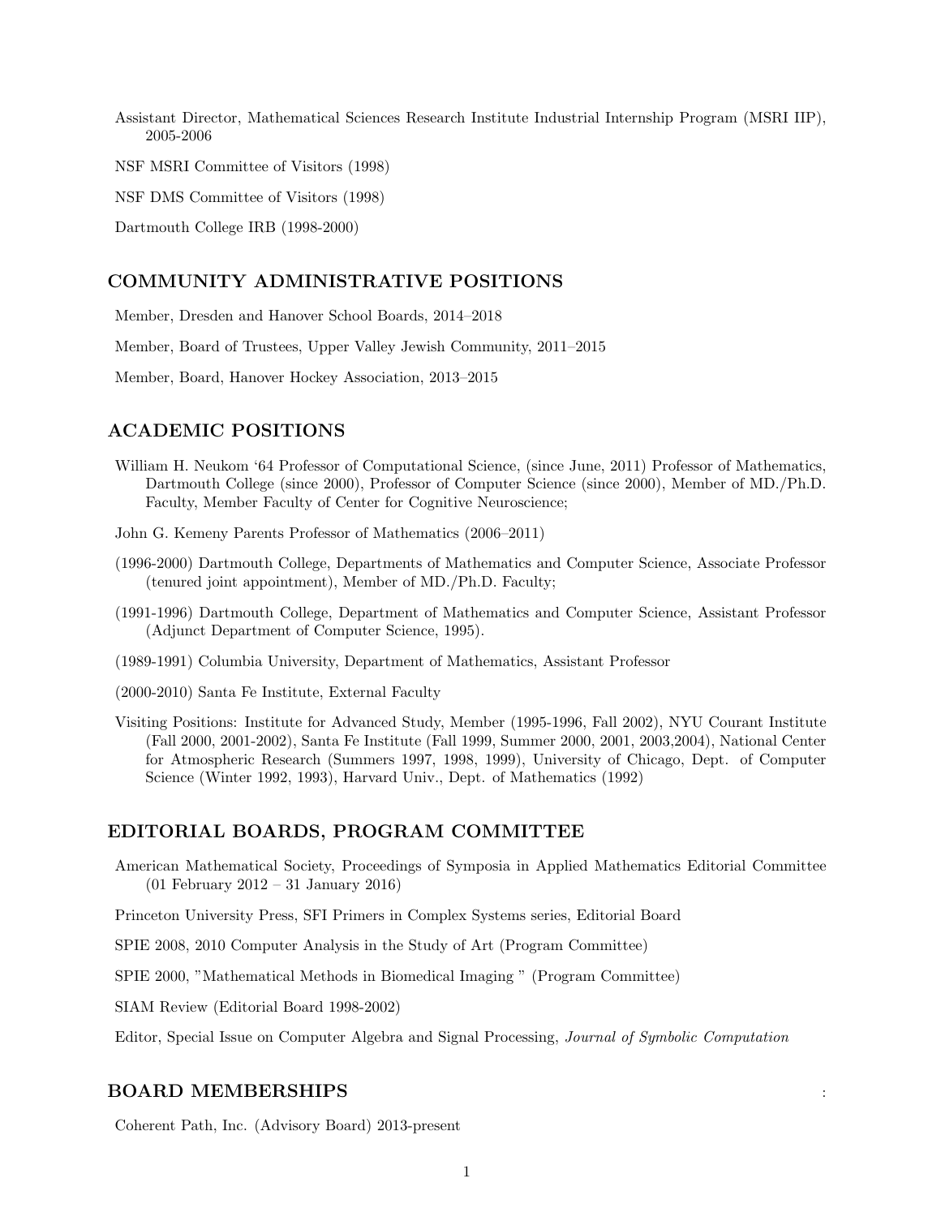Assistant Director, Mathematical Sciences Research Institute Industrial Internship Program (MSRI IIP), 2005-2006

NSF MSRI Committee of Visitors (1998)

NSF DMS Committee of Visitors (1998)

Dartmouth College IRB (1998-2000)

## COMMUNITY ADMINISTRATIVE POSITIONS

Member, Dresden and Hanover School Boards, 2014–2018

Member, Board of Trustees, Upper Valley Jewish Community, 2011–2015

Member, Board, Hanover Hockey Association, 2013–2015

## ACADEMIC POSITIONS

William H. Neukom '64 Professor of Computational Science, (since June, 2011) Professor of Mathematics, Dartmouth College (since 2000), Professor of Computer Science (since 2000), Member of MD./Ph.D. Faculty, Member Faculty of Center for Cognitive Neuroscience;

John G. Kemeny Parents Professor of Mathematics (2006–2011)

(1996-2000) Dartmouth College, Departments of Mathematics and Computer Science, Associate Professor (tenured joint appointment), Member of MD./Ph.D. Faculty;

(1991-1996) Dartmouth College, Department of Mathematics and Computer Science, Assistant Professor (Adjunct Department of Computer Science, 1995).

(1989-1991) Columbia University, Department of Mathematics, Assistant Professor

(2000-2010) Santa Fe Institute, External Faculty

Visiting Positions: Institute for Advanced Study, Member (1995-1996, Fall 2002), NYU Courant Institute (Fall 2000, 2001-2002), Santa Fe Institute (Fall 1999, Summer 2000, 2001, 2003,2004), National Center for Atmospheric Research (Summers 1997, 1998, 1999), University of Chicago, Dept. of Computer Science (Winter 1992, 1993), Harvard Univ., Dept. of Mathematics (1992)

## EDITORIAL BOARDS, PROGRAM COMMITTEE

American Mathematical Society, Proceedings of Symposia in Applied Mathematics Editorial Committee (01 February 2012 – 31 January 2016)

Princeton University Press, SFI Primers in Complex Systems series, Editorial Board

SPIE 2008, 2010 Computer Analysis in the Study of Art (Program Committee)

SPIE 2000, "Mathematical Methods in Biomedical Imaging " (Program Committee)

SIAM Review (Editorial Board 1998-2002)

Editor, Special Issue on Computer Algebra and Signal Processing, *Journal of Symbolic Computation*

## BOARD MEMBERSHIPS :

Coherent Path, Inc. (Advisory Board) 2013-present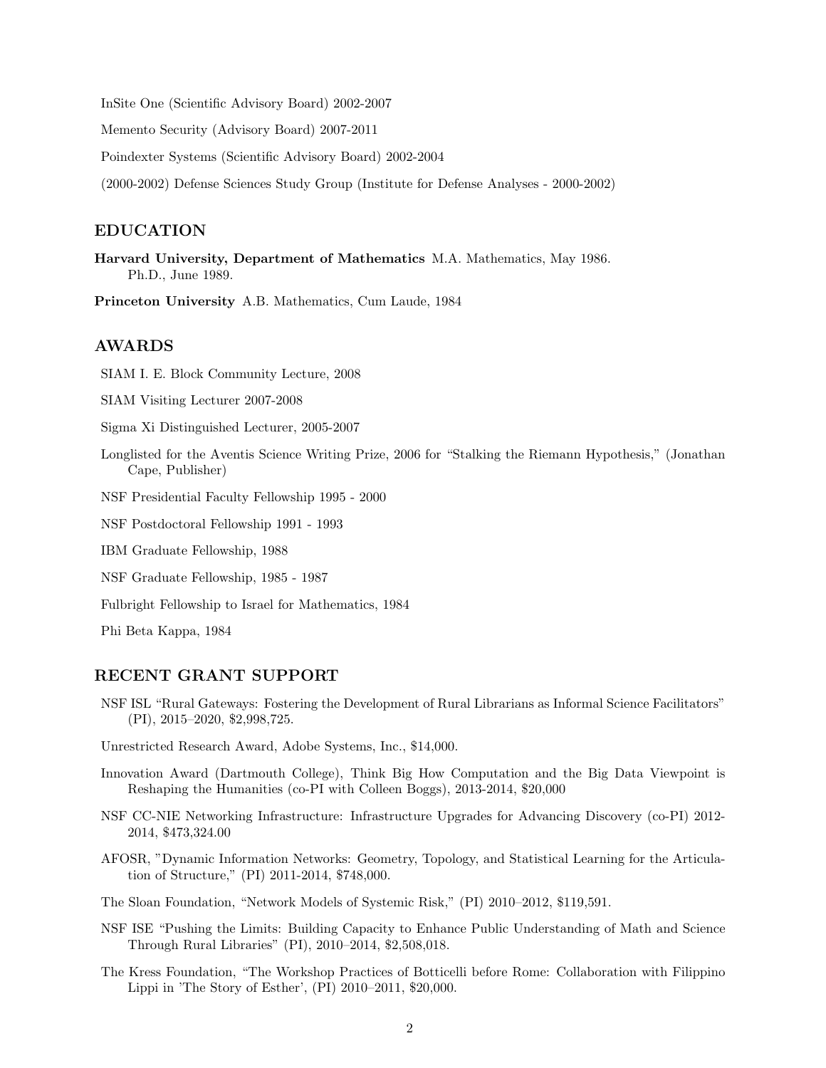InSite One (Scientific Advisory Board) 2002-2007

Memento Security (Advisory Board) 2007-2011

Poindexter Systems (Scientific Advisory Board) 2002-2004

(2000-2002) Defense Sciences Study Group (Institute for Defense Analyses - 2000-2002)

## EDUCATION

**Harvard University, Department of Mathematics** M.A. Mathematics, May 1986.
Ph.D., June 1989.

**Princeton University** A.B. Mathematics, Cum Laude, 1984

## AWARDS

SIAM I. E. Block Community Lecture, 2008

SIAM Visiting Lecturer 2007-2008

Sigma Xi Distinguished Lecturer, 2005-2007

Longlisted for the Aventis Science Writing Prize, 2006 for "Stalking the Riemann Hypothesis," (Jonathan Cape, Publisher)

NSF Presidential Faculty Fellowship 1995 - 2000

NSF Postdoctoral Fellowship 1991 - 1993

IBM Graduate Fellowship, 1988

NSF Graduate Fellowship, 1985 - 1987

Fulbright Fellowship to Israel for Mathematics, 1984

Phi Beta Kappa, 1984

## RECENT GRANT SUPPORT

NSF ISL "Rural Gateways: Fostering the Development of Rural Librarians as Informal Science Facilitators" (PI), 2015–2020, $2,998,725.

Unrestricted Research Award, Adobe Systems, Inc., $14,000.

Innovation Award (Dartmouth College), Think Big How Computation and the Big Data Viewpoint is Reshaping the Humanities (co-PI with Colleen Boggs), 2013-2014, $20,000

NSF CC-NIE Networking Infrastructure: Infrastructure Upgrades for Advancing Discovery (co-PI) 2012-2014, $473,324.00

AFOSR, "Dynamic Information Networks: Geometry, Topology, and Statistical Learning for the Articulation of Structure," (PI) 2011-2014, $748,000.

The Sloan Foundation, "Network Models of Systemic Risk," (PI) 2010–2012, $119,591.

NSF ISE "Pushing the Limits: Building Capacity to Enhance Public Understanding of Math and Science Through Rural Libraries" (PI), 2010–2014, $2,508,018.

The Kress Foundation, "The Workshop Practices of Botticelli before Rome: Collaboration with Filippino Lippi in 'The Story of Esther', (PI) 2010–2011, $20,000.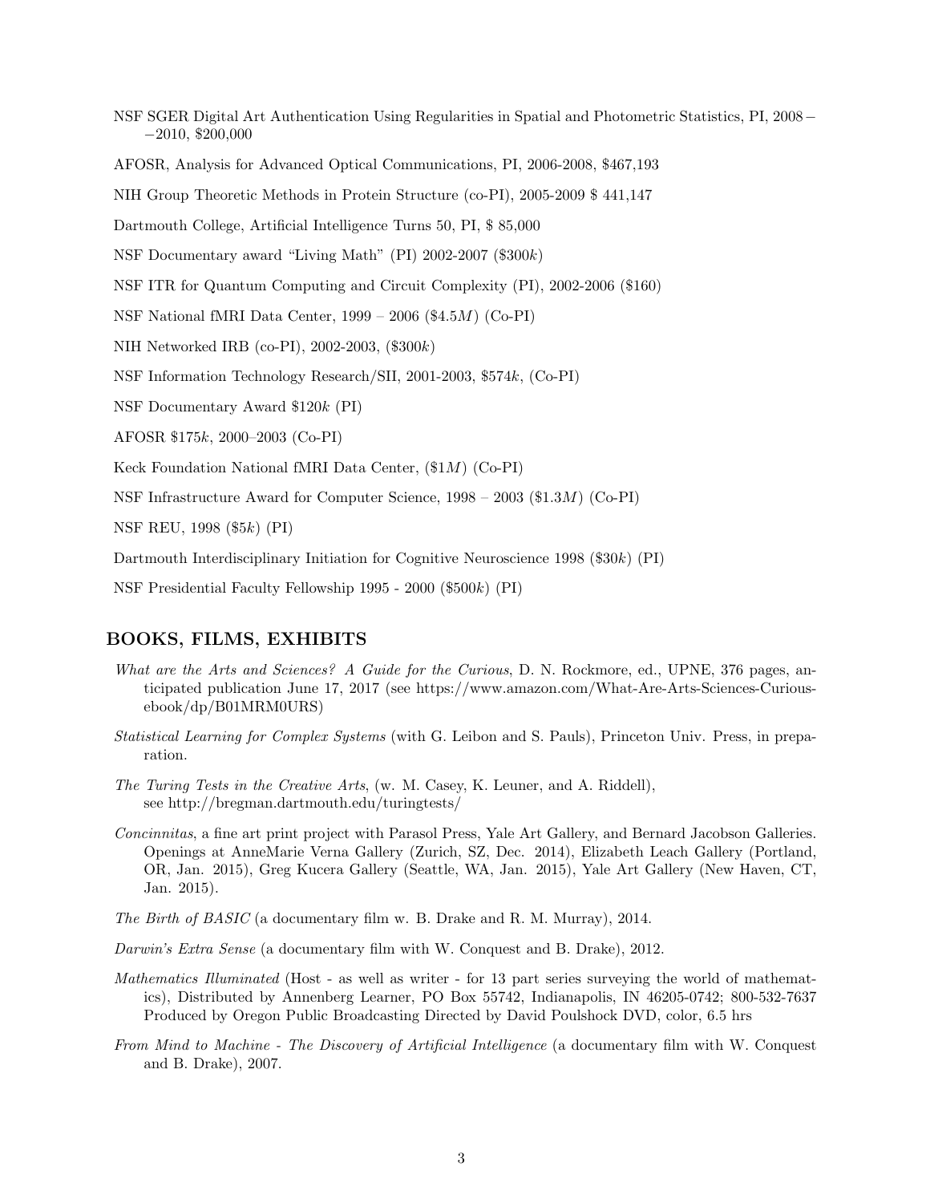NSF SGER Digital Art Authentication Using Regularities in Spatial and Photometric Statistics, PI, 2008−−2010, \$200,000

AFOSR, Analysis for Advanced Optical Communications, PI, 2006-2008, \$467,193

NIH Group Theoretic Methods in Protein Structure (co-PI), 2005-2009 \$ 441,147

Dartmouth College, Artificial Intelligence Turns 50, PI, \$ 85,000

NSF Documentary award "Living Math" (PI) 2002-2007 (\$300$k$)

NSF ITR for Quantum Computing and Circuit Complexity (PI), 2002-2006 (\$160)

NSF National fMRI Data Center, 1999 – 2006 (\$4.5$M$) (Co-PI)

NIH Networked IRB (co-PI), 2002-2003, (\$300$k$)

NSF Information Technology Research/SII, 2001-2003, \$574$k$, (Co-PI)

NSF Documentary Award \$120$k$ (PI)

AFOSR \$175$k$, 2000–2003 (Co-PI)

Keck Foundation National fMRI Data Center, (\$1$M$) (Co-PI)

NSF Infrastructure Award for Computer Science, 1998 – 2003 (\$1.3$M$) (Co-PI)

NSF REU, 1998 (\$5$k$) (PI)

Dartmouth Interdisciplinary Initiation for Cognitive Neuroscience 1998 (\$30$k$) (PI)

NSF Presidential Faculty Fellowship 1995 - 2000 (\$500$k$) (PI)

## BOOKS, FILMS, EXHIBITS

*What are the Arts and Sciences? A Guide for the Curious*, D. N. Rockmore, ed., UPNE, 376 pages, anticipated publication June 17, 2017 (see https://www.amazon.com/What-Are-Arts-Sciences-Curious-ebook/dp/B01MRM0URS)

*Statistical Learning for Complex Systems* (with G. Leibon and S. Pauls), Princeton Univ. Press, in preparation.

*The Turing Tests in the Creative Arts*, (w. M. Casey, K. Leuner, and A. Riddell), see http://bregman.dartmouth.edu/turingtests/

*Concinnitas*, a fine art print project with Parasol Press, Yale Art Gallery, and Bernard Jacobson Galleries. Openings at AnneMarie Verna Gallery (Zurich, SZ, Dec. 2014), Elizabeth Leach Gallery (Portland, OR, Jan. 2015), Greg Kucera Gallery (Seattle, WA, Jan. 2015), Yale Art Gallery (New Haven, CT, Jan. 2015).

*The Birth of BASIC* (a documentary film w. B. Drake and R. M. Murray), 2014.

*Darwin's Extra Sense* (a documentary film with W. Conquest and B. Drake), 2012.

*Mathematics Illuminated* (Host - as well as writer - for 13 part series surveying the world of mathematics), Distributed by Annenberg Learner, PO Box 55742, Indianapolis, IN 46205-0742; 800-532-7637 Produced by Oregon Public Broadcasting Directed by David Poulshock DVD, color, 6.5 hrs

*From Mind to Machine - The Discovery of Artificial Intelligence* (a documentary film with W. Conquest and B. Drake), 2007.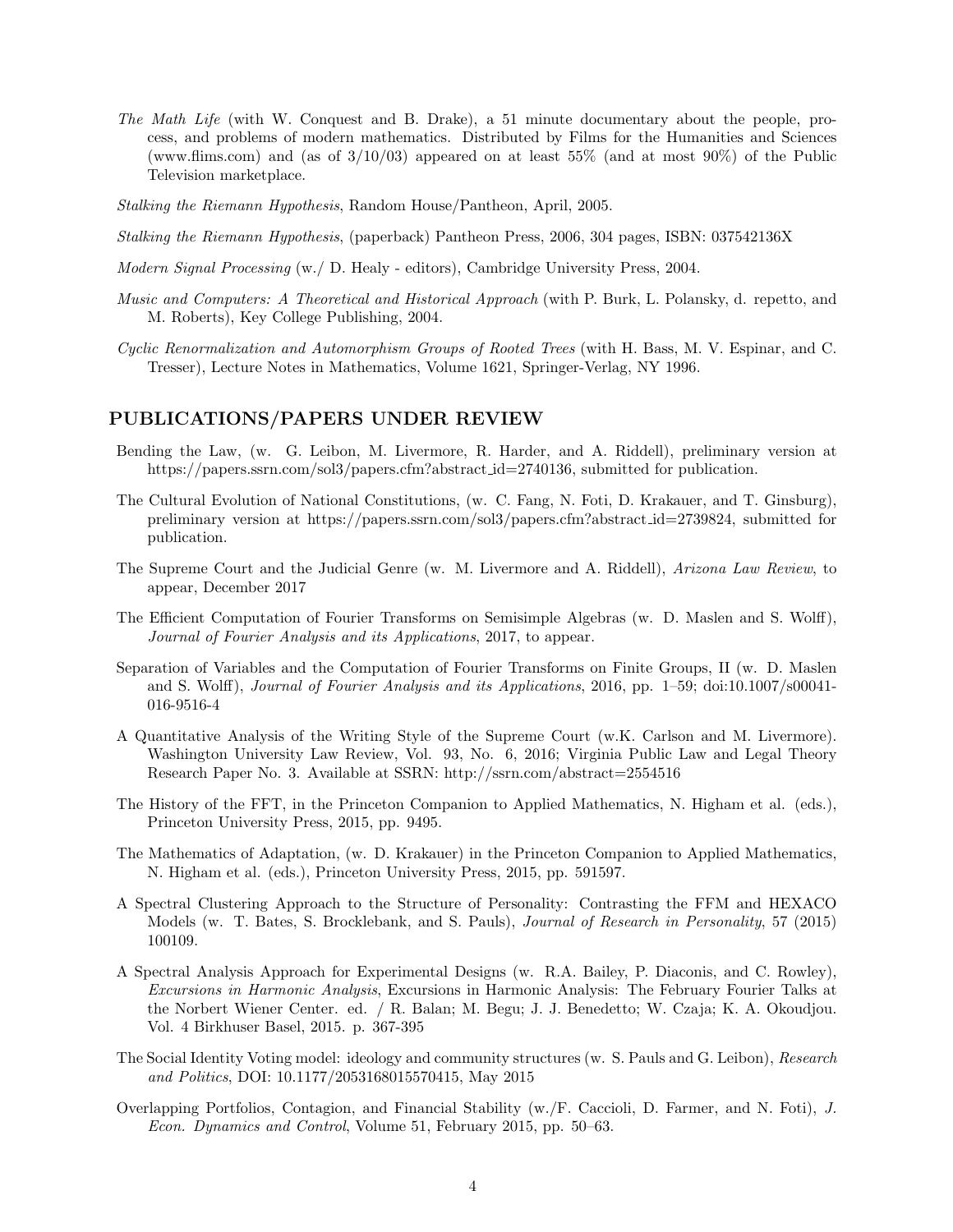*The Math Life* (with W. Conquest and B. Drake), a 51 minute documentary about the people, process, and problems of modern mathematics. Distributed by Films for the Humanities and Sciences (www.flims.com) and (as of 3/10/03) appeared on at least 55% (and at most 90%) of the Public Television marketplace.

*Stalking the Riemann Hypothesis*, Random House/Pantheon, April, 2005.

*Stalking the Riemann Hypothesis*, (paperback) Pantheon Press, 2006, 304 pages, ISBN: 037542136X

*Modern Signal Processing* (w./ D. Healy - editors), Cambridge University Press, 2004.

*Music and Computers: A Theoretical and Historical Approach* (with P. Burk, L. Polansky, d. repetto, and M. Roberts), Key College Publishing, 2004.

*Cyclic Renormalization and Automorphism Groups of Rooted Trees* (with H. Bass, M. V. Espinar, and C. Tresser), Lecture Notes in Mathematics, Volume 1621, Springer-Verlag, NY 1996.

## PUBLICATIONS/PAPERS UNDER REVIEW

Bending the Law, (w. G. Leibon, M. Livermore, R. Harder, and A. Riddell), preliminary version at https://papers.ssrn.com/sol3/papers.cfm?abstract_id=2740136, submitted for publication.

The Cultural Evolution of National Constitutions, (w. C. Fang, N. Foti, D. Krakauer, and T. Ginsburg), preliminary version at https://papers.ssrn.com/sol3/papers.cfm?abstract_id=2739824, submitted for publication.

The Supreme Court and the Judicial Genre (w. M. Livermore and A. Riddell), *Arizona Law Review*, to appear, December 2017

The Efficient Computation of Fourier Transforms on Semisimple Algebras (w. D. Maslen and S. Wolff), *Journal of Fourier Analysis and its Applications*, 2017, to appear.

Separation of Variables and the Computation of Fourier Transforms on Finite Groups, II (w. D. Maslen and S. Wolff), *Journal of Fourier Analysis and its Applications*, 2016, pp. 1–59; doi:10.1007/s00041-016-9516-4

A Quantitative Analysis of the Writing Style of the Supreme Court (w.K. Carlson and M. Livermore). Washington University Law Review, Vol. 93, No. 6, 2016; Virginia Public Law and Legal Theory Research Paper No. 3. Available at SSRN: http://ssrn.com/abstract=2554516

The History of the FFT, in the Princeton Companion to Applied Mathematics, N. Higham et al. (eds.), Princeton University Press, 2015, pp. 9495.

The Mathematics of Adaptation, (w. D. Krakauer) in the Princeton Companion to Applied Mathematics, N. Higham et al. (eds.), Princeton University Press, 2015, pp. 591597.

A Spectral Clustering Approach to the Structure of Personality: Contrasting the FFM and HEXACO Models (w. T. Bates, S. Brocklebank, and S. Pauls), *Journal of Research in Personality*, 57 (2015) 100109.

A Spectral Analysis Approach for Experimental Designs (w. R.A. Bailey, P. Diaconis, and C. Rowley), *Excursions in Harmonic Analysis*, Excursions in Harmonic Analysis: The February Fourier Talks at the Norbert Wiener Center. ed. / R. Balan; M. Begu; J. J. Benedetto; W. Czaja; K. A. Okoudjou. Vol. 4 Birkhuser Basel, 2015. p. 367-395

The Social Identity Voting model: ideology and community structures (w. S. Pauls and G. Leibon), *Research and Politics*, DOI: 10.1177/2053168015570415, May 2015

Overlapping Portfolios, Contagion, and Financial Stability (w./F. Caccioli, D. Farmer, and N. Foti), *J. Econ. Dynamics and Control*, Volume 51, February 2015, pp. 50–63.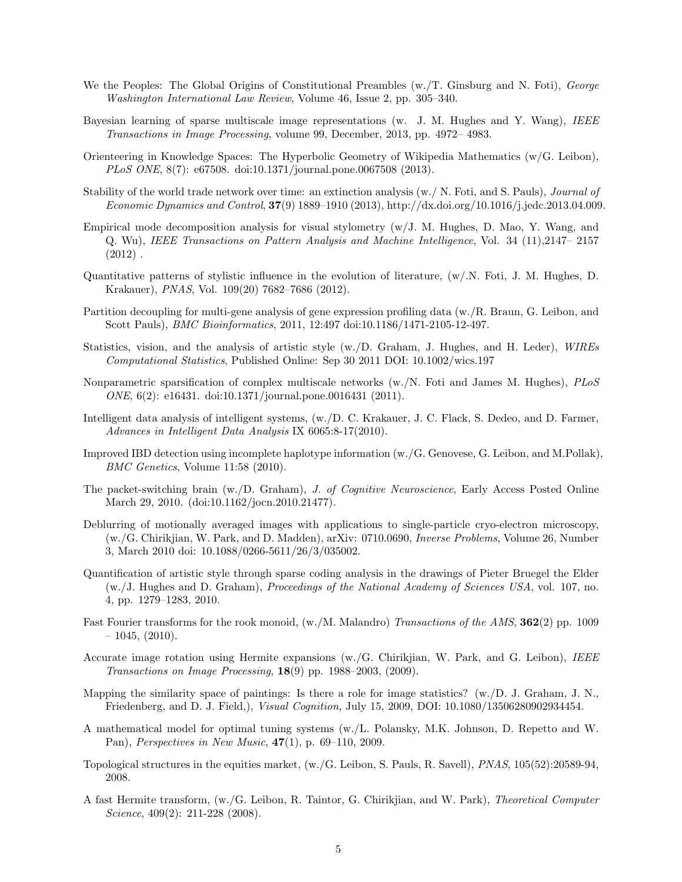We the Peoples: The Global Origins of Constitutional Preambles (w./T. Ginsburg and N. Foti), *George Washington International Law Review*, Volume 46, Issue 2, pp. 305–340.

Bayesian learning of sparse multiscale image representations (w. J. M. Hughes and Y. Wang), *IEEE Transactions in Image Processing*, volume 99, December, 2013, pp. 4972– 4983.

Orienteering in Knowledge Spaces: The Hyperbolic Geometry of Wikipedia Mathematics (w/G. Leibon), *PLoS ONE*, 8(7): e67508. doi:10.1371/journal.pone.0067508 (2013).

Stability of the world trade network over time: an extinction analysis (w./ N. Foti, and S. Pauls), *Journal of Economic Dynamics and Control*, **37**(9) 1889–1910 (2013), http://dx.doi.org/10.1016/j.jedc.2013.04.009.

Empirical mode decomposition analysis for visual stylometry (w/J. M. Hughes, D. Mao, Y. Wang, and Q. Wu), *IEEE Transactions on Pattern Analysis and Machine Intelligence*, Vol. 34 (11),2147– 2157 (2012) .

Quantitative patterns of stylistic influence in the evolution of literature, (w/.N. Foti, J. M. Hughes, D. Krakauer), *PNAS*, Vol. 109(20) 7682–7686 (2012).

Partition decoupling for multi-gene analysis of gene expression profiling data (w./R. Braun, G. Leibon, and Scott Pauls), *BMC Bioinformatics*, 2011, 12:497 doi:10.1186/1471-2105-12-497.

Statistics, vision, and the analysis of artistic style (w./D. Graham, J. Hughes, and H. Leder), *WIREs Computational Statistics*, Published Online: Sep 30 2011 DOI: 10.1002/wics.197

Nonparametric sparsification of complex multiscale networks (w./N. Foti and James M. Hughes), *PLoS ONE*, 6(2): e16431. doi:10.1371/journal.pone.0016431 (2011).

Intelligent data analysis of intelligent systems, (w./D. C. Krakauer, J. C. Flack, S. Dedeo, and D. Farmer, *Advances in Intelligent Data Analysis* IX 6065:8-17(2010).

Improved IBD detection using incomplete haplotype information (w./G. Genovese, G. Leibon, and M.Pollak), *BMC Genetics*, Volume 11:58 (2010).

The packet-switching brain (w./D. Graham), *J. of Cognitive Neuroscience*, Early Access Posted Online March 29, 2010. (doi:10.1162/jocn.2010.21477).

Deblurring of motionally averaged images with applications to single-particle cryo-electron microscopy, (w./G. Chirikjian, W. Park, and D. Madden), arXiv: 0710.0690, *Inverse Problems*, Volume 26, Number 3, March 2010 doi: 10.1088/0266-5611/26/3/035002.

Quantification of artistic style through sparse coding analysis in the drawings of Pieter Bruegel the Elder (w./J. Hughes and D. Graham), *Proceedings of the National Academy of Sciences USA*, vol. 107, no. 4, pp. 1279–1283, 2010.

Fast Fourier transforms for the rook monoid, (w./M. Malandro) *Transactions of the AMS*, **362**(2) pp. 1009 – 1045, (2010).

Accurate image rotation using Hermite expansions (w./G. Chirikjian, W. Park, and G. Leibon), *IEEE Transactions on Image Processing*, **18**(9) pp. 1988–2003, (2009).

Mapping the similarity space of paintings: Is there a role for image statistics? (w./D. J. Graham, J. N., Friedenberg, and D. J. Field,), *Visual Cognition,* July 15, 2009, DOI: 10.1080/13506280902934454.

A mathematical model for optimal tuning systems (w./L. Polansky, M.K. Johnson, D. Repetto and W. Pan), *Perspectives in New Music*, **47**(1), p. 69–110, 2009.

Topological structures in the equities market, (w./G. Leibon, S. Pauls, R. Savell), *PNAS*, 105(52):20589-94, 2008.

A fast Hermite transform, (w./G. Leibon, R. Taintor, G. Chirikjian, and W. Park), *Theoretical Computer Science*, 409(2): 211-228 (2008).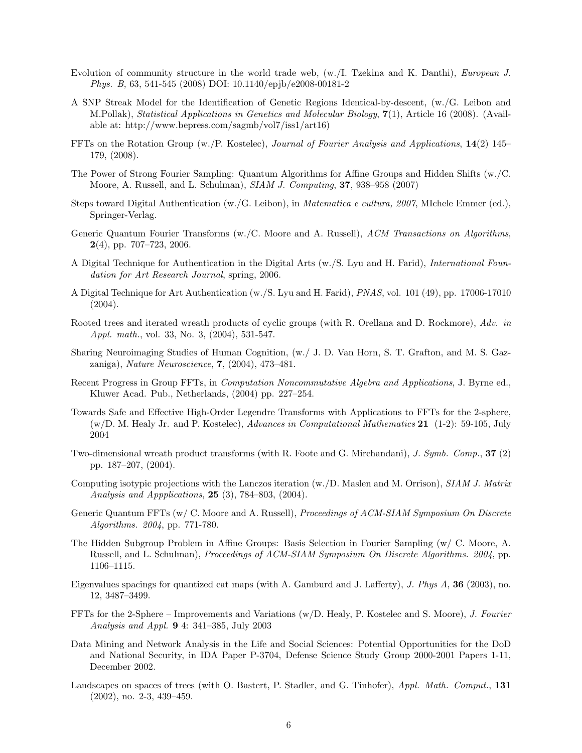Evolution of community structure in the world trade web, (w./I. Tzekina and K. Danthi), *European J. Phys. B*, 63, 541-545 (2008) DOI: 10.1140/epjb/e2008-00181-2

A SNP Streak Model for the Identification of Genetic Regions Identical-by-descent, (w./G. Leibon and M.Pollak), *Statistical Applications in Genetics and Molecular Biology*, **7**(1), Article 16 (2008). (Available at: http://www.bepress.com/sagmb/vol7/iss1/art16)

FFTs on the Rotation Group (w./P. Kostelec), *Journal of Fourier Analysis and Applications*, **14**(2) 145–179, (2008).

The Power of Strong Fourier Sampling: Quantum Algorithms for Affine Groups and Hidden Shifts (w./C. Moore, A. Russell, and L. Schulman), *SIAM J. Computing*, **37**, 938–958 (2007)

Steps toward Digital Authentication (w./G. Leibon), in *Matematica e cultura, 2007*, MIchele Emmer (ed.), Springer-Verlag.

Generic Quantum Fourier Transforms (w./C. Moore and A. Russell), *ACM Transactions on Algorithms*, **2**(4), pp. 707–723, 2006.

A Digital Technique for Authentication in the Digital Arts (w./S. Lyu and H. Farid), *International Foundation for Art Research Journal*, spring, 2006.

A Digital Technique for Art Authentication (w./S. Lyu and H. Farid), *PNAS*, vol. 101 (49), pp. 17006-17010 (2004).

Rooted trees and iterated wreath products of cyclic groups (with R. Orellana and D. Rockmore), *Adv. in Appl. math.*, vol. 33, No. 3, (2004), 531-547.

Sharing Neuroimaging Studies of Human Cognition, (w./ J. D. Van Horn, S. T. Grafton, and M. S. Gazzaniga), *Nature Neuroscience*, **7**, (2004), 473–481.

Recent Progress in Group FFTs, in *Computation Noncommutative Algebra and Applications*, J. Byrne ed., Kluwer Acad. Pub., Netherlands, (2004) pp. 227–254.

Towards Safe and Effective High-Order Legendre Transforms with Applications to FFTs for the 2-sphere, (w/D. M. Healy Jr. and P. Kostelec), *Advances in Computational Mathematics* **21** (1-2): 59-105, July 2004

Two-dimensional wreath product transforms (with R. Foote and G. Mirchandani), *J. Symb. Comp.*, **37** (2) pp. 187–207, (2004).

Computing isotypic projections with the Lanczos iteration (w./D. Maslen and M. Orrison), *SIAM J. Matrix Analysis and Appplications*, **25** (3), 784–803, (2004).

Generic Quantum FFTs (w/ C. Moore and A. Russell), *Proceedings of ACM-SIAM Symposium On Discrete Algorithms. 2004*, pp. 771-780.

The Hidden Subgroup Problem in Affine Groups: Basis Selection in Fourier Sampling (w/ C. Moore, A. Russell, and L. Schulman), *Proceedings of ACM-SIAM Symposium On Discrete Algorithms. 2004*, pp. 1106–1115.

Eigenvalues spacings for quantized cat maps (with A. Gamburd and J. Lafferty), *J. Phys A*, **36** (2003), no. 12, 3487–3499.

FFTs for the 2-Sphere – Improvements and Variations (w/D. Healy, P. Kostelec and S. Moore), *J. Fourier Analysis and Appl.* **9** 4: 341–385, July 2003

Data Mining and Network Analysis in the Life and Social Sciences: Potential Opportunities for the DoD and National Security, in IDA Paper P-3704, Defense Science Study Group 2000-2001 Papers 1-11, December 2002.

Landscapes on spaces of trees (with O. Bastert, P. Stadler, and G. Tinhofer), *Appl. Math. Comput.*, **131** (2002), no. 2-3, 439–459.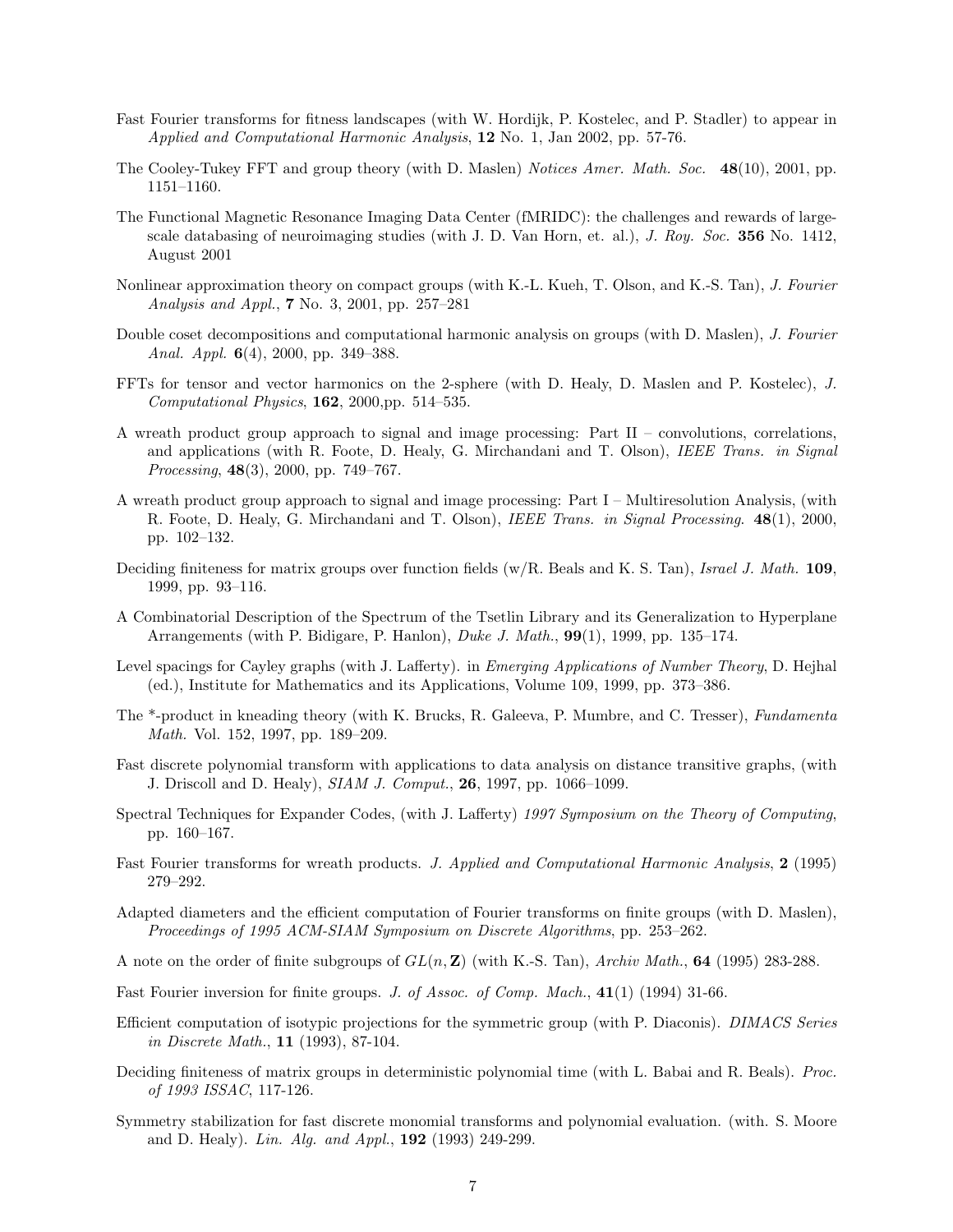Fast Fourier transforms for fitness landscapes (with W. Hordijk, P. Kostelec, and P. Stadler) to appear in *Applied and Computational Harmonic Analysis*, **12** No. 1, Jan 2002, pp. 57-76.

The Cooley-Tukey FFT and group theory (with D. Maslen) *Notices Amer. Math. Soc.* **48**(10), 2001, pp. 1151–1160.

The Functional Magnetic Resonance Imaging Data Center (fMRIDC): the challenges and rewards of large-scale databasing of neuroimaging studies (with J. D. Van Horn, et. al.), *J. Roy. Soc.* **356** No. 1412, August 2001

Nonlinear approximation theory on compact groups (with K.-L. Kueh, T. Olson, and K.-S. Tan), *J. Fourier Analysis and Appl.*, **7** No. 3, 2001, pp. 257–281

Double coset decompositions and computational harmonic analysis on groups (with D. Maslen), *J. Fourier Anal. Appl.* **6**(4), 2000, pp. 349–388.

FFTs for tensor and vector harmonics on the 2-sphere (with D. Healy, D. Maslen and P. Kostelec), *J. Computational Physics*, **162**, 2000,pp. 514–535.

A wreath product group approach to signal and image processing: Part II – convolutions, correlations, and applications (with R. Foote, D. Healy, G. Mirchandani and T. Olson), *IEEE Trans. in Signal Processing*, **48**(3), 2000, pp. 749–767.

A wreath product group approach to signal and image processing: Part I – Multiresolution Analysis, (with R. Foote, D. Healy, G. Mirchandani and T. Olson), *IEEE Trans. in Signal Processing.* **48**(1), 2000, pp. 102–132.

Deciding finiteness for matrix groups over function fields (w/R. Beals and K. S. Tan), *Israel J. Math.* **109**, 1999, pp. 93–116.

A Combinatorial Description of the Spectrum of the Tsetlin Library and its Generalization to Hyperplane Arrangements (with P. Bidigare, P. Hanlon), *Duke J. Math.*, **99**(1), 1999, pp. 135–174.

Level spacings for Cayley graphs (with J. Lafferty). in *Emerging Applications of Number Theory*, D. Hejhal (ed.), Institute for Mathematics and its Applications, Volume 109, 1999, pp. 373–386.

The *-product in kneading theory (with K. Brucks, R. Galeeva, P. Mumbre, and C. Tresser), *Fundamenta Math.* Vol. 152, 1997, pp. 189–209.

Fast discrete polynomial transform with applications to data analysis on distance transitive graphs, (with J. Driscoll and D. Healy), *SIAM J. Comput.*, **26**, 1997, pp. 1066–1099.

Spectral Techniques for Expander Codes, (with J. Lafferty) *1997 Symposium on the Theory of Computing*, pp. 160–167.

Fast Fourier transforms for wreath products. *J. Applied and Computational Harmonic Analysis*, **2** (1995) 279–292.

Adapted diameters and the efficient computation of Fourier transforms on finite groups (with D. Maslen), *Proceedings of 1995 ACM-SIAM Symposium on Discrete Algorithms*, pp. 253–262.

A note on the order of finite subgroups of $GL(n, \mathbf{Z})$ (with K.-S. Tan), *Archiv Math.*, **64** (1995) 283-288.

Fast Fourier inversion for finite groups. *J. of Assoc. of Comp. Mach.*, **41**(1) (1994) 31-66.

Efficient computation of isotypic projections for the symmetric group (with P. Diaconis). *DIMACS Series in Discrete Math.*, **11** (1993), 87-104.

Deciding finiteness of matrix groups in deterministic polynomial time (with L. Babai and R. Beals). *Proc. of 1993 ISSAC*, 117-126.

Symmetry stabilization for fast discrete monomial transforms and polynomial evaluation. (with. S. Moore and D. Healy). *Lin. Alg. and Appl.*, **192** (1993) 249-299.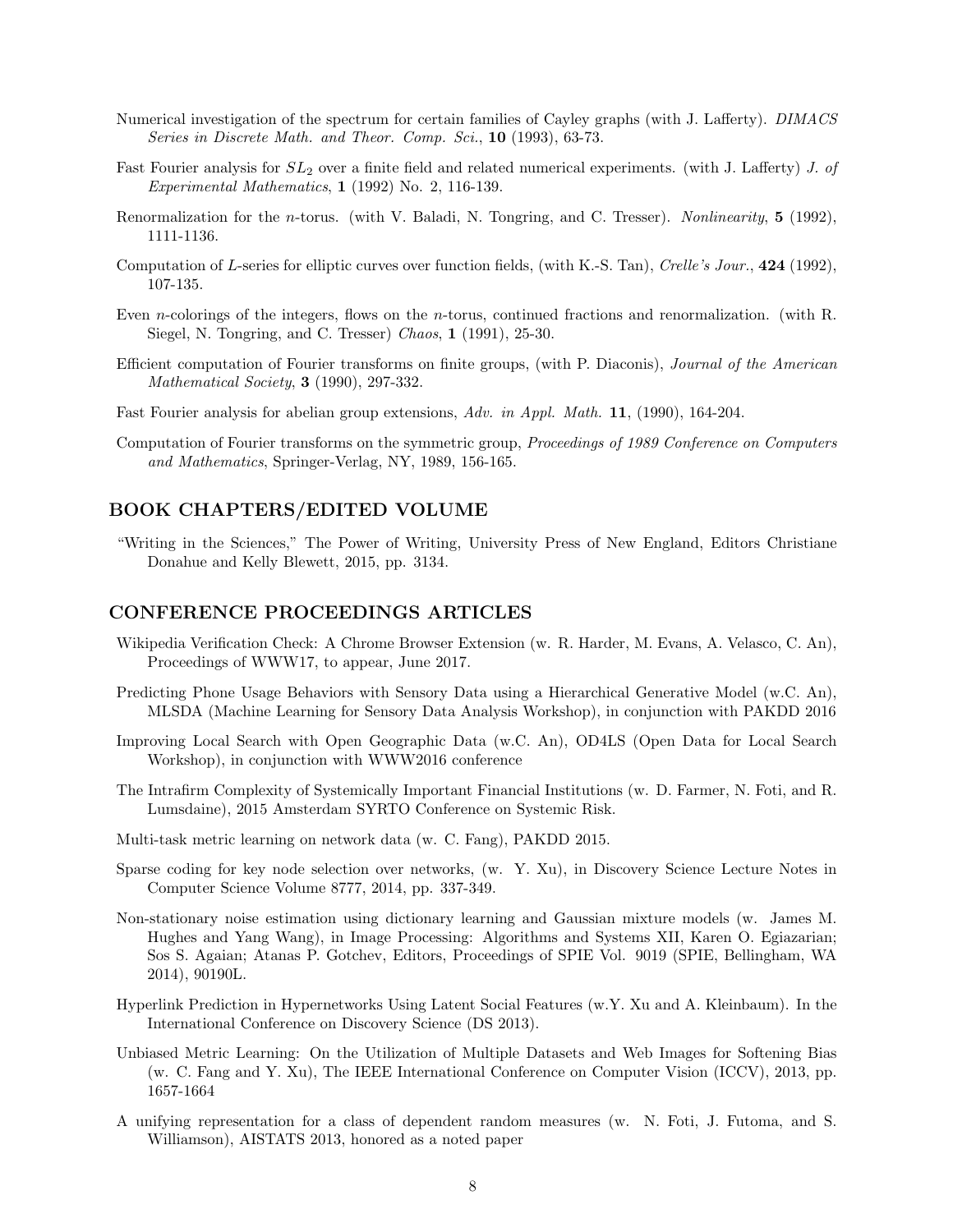Numerical investigation of the spectrum for certain families of Cayley graphs (with J. Lafferty). *DIMACS Series in Discrete Math. and Theor. Comp. Sci.*, **10** (1993), 63-73.

Fast Fourier analysis for $SL_2$ over a finite field and related numerical experiments. (with J. Lafferty) *J. of Experimental Mathematics*, **1** (1992) No. 2, 116-139.

Renormalization for the $n$-torus. (with V. Baladi, N. Tongring, and C. Tresser). *Nonlinearity*, **5** (1992), 1111-1136.

Computation of $L$-series for elliptic curves over function fields, (with K.-S. Tan), *Crelle's Jour.*, **424** (1992), 107-135.

Even $n$-colorings of the integers, flows on the $n$-torus, continued fractions and renormalization. (with R. Siegel, N. Tongring, and C. Tresser) *Chaos*, **1** (1991), 25-30.

Efficient computation of Fourier transforms on finite groups, (with P. Diaconis), *Journal of the American Mathematical Society*, **3** (1990), 297-332.

Fast Fourier analysis for abelian group extensions, *Adv. in Appl. Math.* **11**, (1990), 164-204.

Computation of Fourier transforms on the symmetric group, *Proceedings of 1989 Conference on Computers and Mathematics*, Springer-Verlag, NY, 1989, 156-165.

## BOOK CHAPTERS/EDITED VOLUME

"Writing in the Sciences," The Power of Writing, University Press of New England, Editors Christiane Donahue and Kelly Blewett, 2015, pp. 3134.

## CONFERENCE PROCEEDINGS ARTICLES

Wikipedia Verification Check: A Chrome Browser Extension (w. R. Harder, M. Evans, A. Velasco, C. An), Proceedings of WWW17, to appear, June 2017.

Predicting Phone Usage Behaviors with Sensory Data using a Hierarchical Generative Model (w.C. An), MLSDA (Machine Learning for Sensory Data Analysis Workshop), in conjunction with PAKDD 2016

Improving Local Search with Open Geographic Data (w.C. An), OD4LS (Open Data for Local Search Workshop), in conjunction with WWW2016 conference

The Intrafirm Complexity of Systemically Important Financial Institutions (w. D. Farmer, N. Foti, and R. Lumsdaine), 2015 Amsterdam SYRTO Conference on Systemic Risk.

Multi-task metric learning on network data (w. C. Fang), PAKDD 2015.

Sparse coding for key node selection over networks, (w. Y. Xu), in Discovery Science Lecture Notes in Computer Science Volume 8777, 2014, pp. 337-349.

Non-stationary noise estimation using dictionary learning and Gaussian mixture models (w. James M. Hughes and Yang Wang), in Image Processing: Algorithms and Systems XII, Karen O. Egiazarian; Sos S. Agaian; Atanas P. Gotchev, Editors, Proceedings of SPIE Vol. 9019 (SPIE, Bellingham, WA 2014), 90190L.

Hyperlink Prediction in Hypernetworks Using Latent Social Features (w.Y. Xu and A. Kleinbaum). In the International Conference on Discovery Science (DS 2013).

Unbiased Metric Learning: On the Utilization of Multiple Datasets and Web Images for Softening Bias (w. C. Fang and Y. Xu), The IEEE International Conference on Computer Vision (ICCV), 2013, pp. 1657-1664

A unifying representation for a class of dependent random measures (w. N. Foti, J. Futoma, and S. Williamson), AISTATS 2013, honored as a noted paper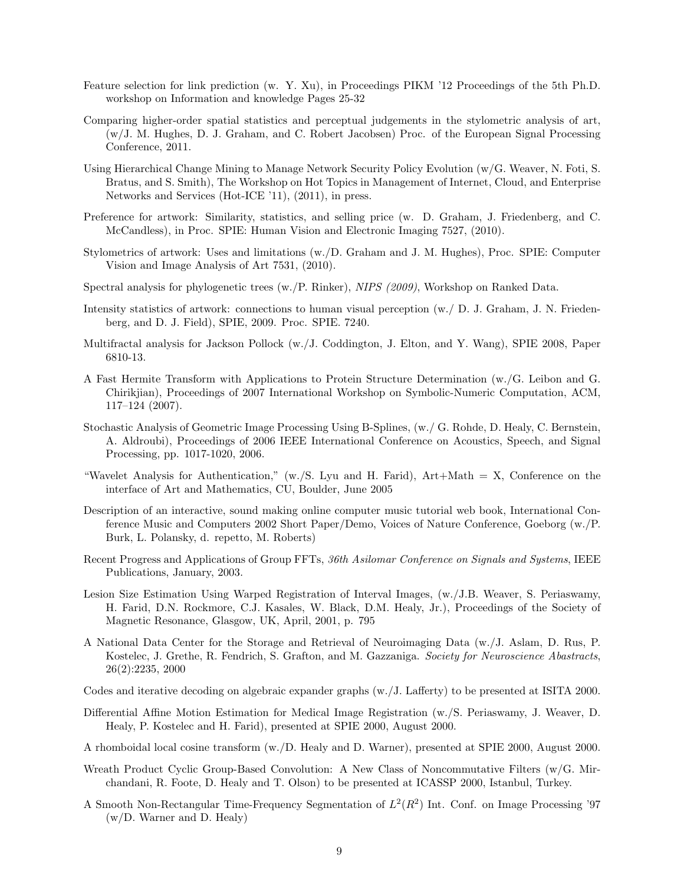Feature selection for link prediction (w. Y. Xu), in Proceedings PIKM '12 Proceedings of the 5th Ph.D. workshop on Information and knowledge Pages 25-32

Comparing higher-order spatial statistics and perceptual judgements in the stylometric analysis of art, (w/J. M. Hughes, D. J. Graham, and C. Robert Jacobsen) Proc. of the European Signal Processing Conference, 2011.

Using Hierarchical Change Mining to Manage Network Security Policy Evolution (w/G. Weaver, N. Foti, S. Bratus, and S. Smith), The Workshop on Hot Topics in Management of Internet, Cloud, and Enterprise Networks and Services (Hot-ICE '11), (2011), in press.

Preference for artwork: Similarity, statistics, and selling price (w. D. Graham, J. Friedenberg, and C. McCandless), in Proc. SPIE: Human Vision and Electronic Imaging 7527, (2010).

Stylometrics of artwork: Uses and limitations (w./D. Graham and J. M. Hughes), Proc. SPIE: Computer Vision and Image Analysis of Art 7531, (2010).

Spectral analysis for phylogenetic trees (w./P. Rinker), *NIPS (2009)*, Workshop on Ranked Data.

Intensity statistics of artwork: connections to human visual perception (w./ D. J. Graham, J. N. Friedenberg, and D. J. Field), SPIE, 2009. Proc. SPIE. 7240.

Multifractal analysis for Jackson Pollock (w./J. Coddington, J. Elton, and Y. Wang), SPIE 2008, Paper 6810-13.

A Fast Hermite Transform with Applications to Protein Structure Determination (w./G. Leibon and G. Chirikjian), Proceedings of 2007 International Workshop on Symbolic-Numeric Computation, ACM, 117–124 (2007).

Stochastic Analysis of Geometric Image Processing Using B-Splines, (w./ G. Rohde, D. Healy, C. Bernstein, A. Aldroubi), Proceedings of 2006 IEEE International Conference on Acoustics, Speech, and Signal Processing, pp. 1017-1020, 2006.

"Wavelet Analysis for Authentication," (w./S. Lyu and H. Farid), Art+Math = X, Conference on the interface of Art and Mathematics, CU, Boulder, June 2005

Description of an interactive, sound making online computer music tutorial web book, International Conference Music and Computers 2002 Short Paper/Demo, Voices of Nature Conference, Goeborg (w./P. Burk, L. Polansky, d. repetto, M. Roberts)

Recent Progress and Applications of Group FFTs, *36th Asilomar Conference on Signals and Systems*, IEEE Publications, January, 2003.

Lesion Size Estimation Using Warped Registration of Interval Images, (w./J.B. Weaver, S. Periaswamy, H. Farid, D.N. Rockmore, C.J. Kasales, W. Black, D.M. Healy, Jr.), Proceedings of the Society of Magnetic Resonance, Glasgow, UK, April, 2001, p. 795

A National Data Center for the Storage and Retrieval of Neuroimaging Data (w./J. Aslam, D. Rus, P. Kostelec, J. Grethe, R. Fendrich, S. Grafton, and M. Gazzaniga. *Society for Neuroscience Abastracts*, 26(2):2235, 2000

Codes and iterative decoding on algebraic expander graphs (w./J. Lafferty) to be presented at ISITA 2000.

Differential Affine Motion Estimation for Medical Image Registration (w./S. Periaswamy, J. Weaver, D. Healy, P. Kostelec and H. Farid), presented at SPIE 2000, August 2000.

A rhomboidal local cosine transform (w./D. Healy and D. Warner), presented at SPIE 2000, August 2000.

Wreath Product Cyclic Group-Based Convolution: A New Class of Noncommutative Filters (w/G. Mirchandani, R. Foote, D. Healy and T. Olson) to be presented at ICASSP 2000, Istanbul, Turkey.

A Smooth Non-Rectangular Time-Frequency Segmentation of $L^2(R^2)$ Int. Conf. on Image Processing '97 (w/D. Warner and D. Healy)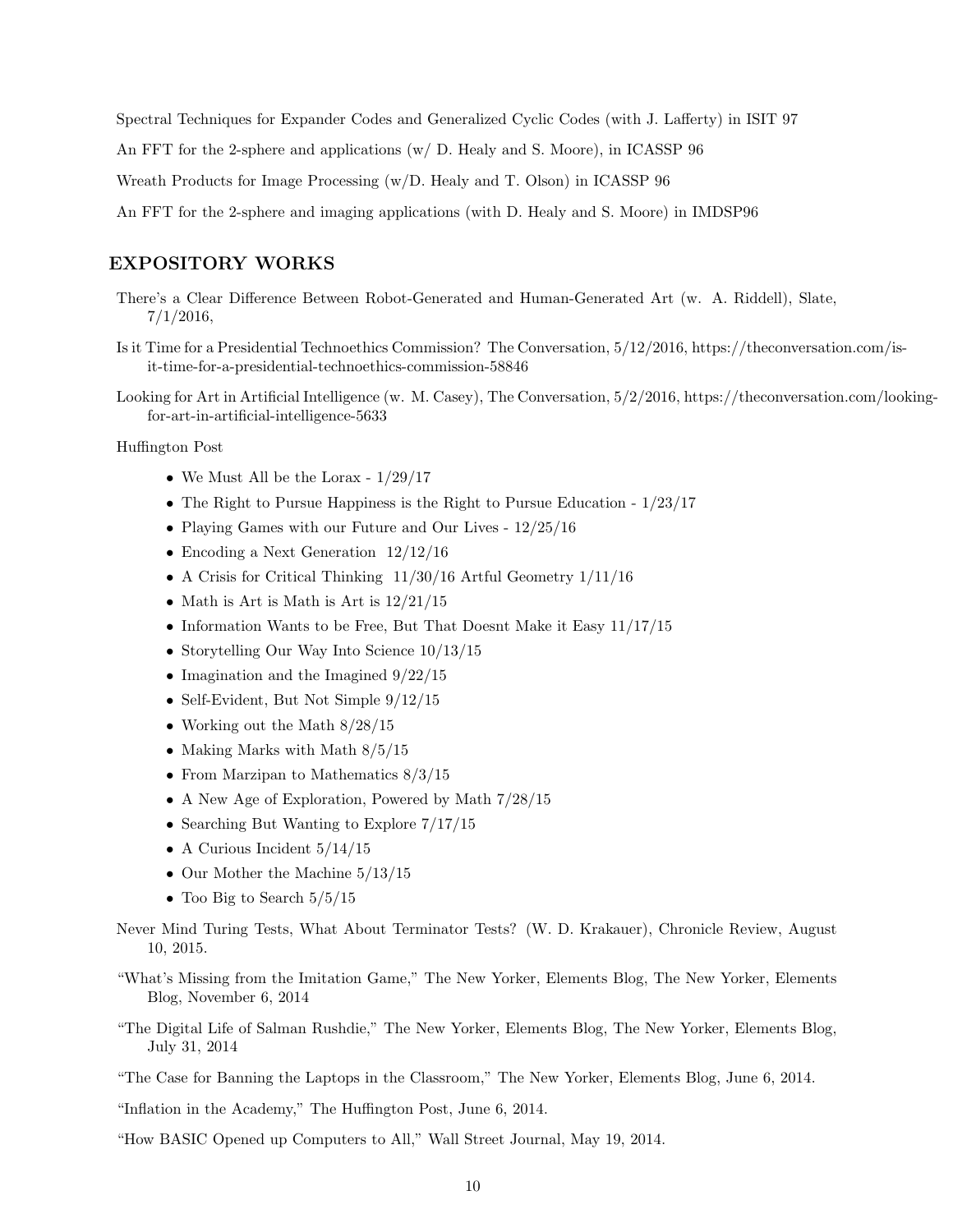Spectral Techniques for Expander Codes and Generalized Cyclic Codes (with J. Lafferty) in ISIT 97

An FFT for the 2-sphere and applications (w/ D. Healy and S. Moore), in ICASSP 96

Wreath Products for Image Processing (w/D. Healy and T. Olson) in ICASSP 96

An FFT for the 2-sphere and imaging applications (with D. Healy and S. Moore) in IMDSP96

## EXPOSITORY WORKS

There's a Clear Difference Between Robot-Generated and Human-Generated Art (w. A. Riddell), Slate, 7/1/2016,

Is it Time for a Presidential Technoethics Commission? The Conversation, 5/12/2016, https://theconversation.com/is-it-time-for-a-presidential-technoethics-commission-58846

Looking for Art in Artificial Intelligence (w. M. Casey), The Conversation, 5/2/2016, https://theconversation.com/looking-for-art-in-artificial-intelligence-5633

Huffington Post

- We Must All be the Lorax - 1/29/17
- The Right to Pursue Happiness is the Right to Pursue Education - 1/23/17
- Playing Games with our Future and Our Lives - 12/25/16
- Encoding a Next Generation 12/12/16
- A Crisis for Critical Thinking 11/30/16 Artful Geometry 1/11/16
- Math is Art is Math is Art is 12/21/15
- Information Wants to be Free, But That Doesnt Make it Easy 11/17/15
- Storytelling Our Way Into Science 10/13/15
- Imagination and the Imagined 9/22/15
- Self-Evident, But Not Simple 9/12/15
- Working out the Math 8/28/15
- Making Marks with Math 8/5/15
- From Marzipan to Mathematics 8/3/15
- A New Age of Exploration, Powered by Math 7/28/15
- Searching But Wanting to Explore 7/17/15
- A Curious Incident 5/14/15
- Our Mother the Machine 5/13/15
- Too Big to Search 5/5/15

Never Mind Turing Tests, What About Terminator Tests? (W. D. Krakauer), Chronicle Review, August 10, 2015.

"What's Missing from the Imitation Game," The New Yorker, Elements Blog, The New Yorker, Elements Blog, November 6, 2014

"The Digital Life of Salman Rushdie," The New Yorker, Elements Blog, The New Yorker, Elements Blog, July 31, 2014

"The Case for Banning the Laptops in the Classroom," The New Yorker, Elements Blog, June 6, 2014.

"Inflation in the Academy," The Huffington Post, June 6, 2014.

"How BASIC Opened up Computers to All," Wall Street Journal, May 19, 2014.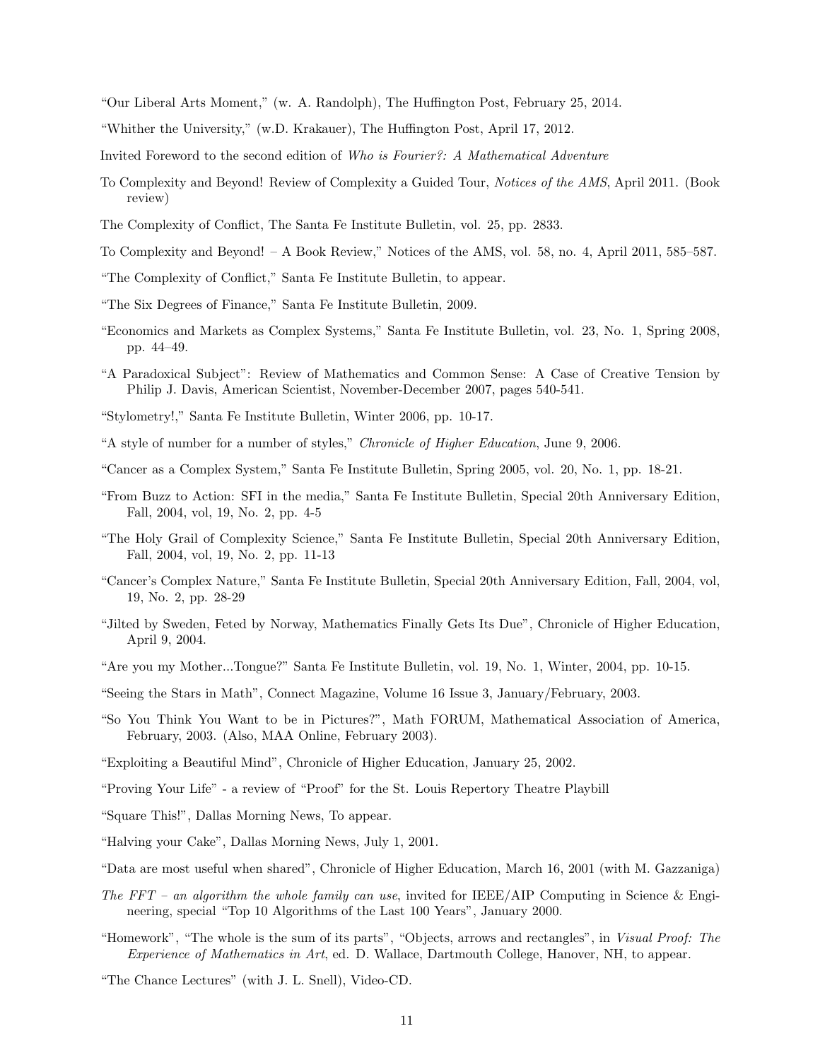“Our Liberal Arts Moment,” (w. A. Randolph), The Huffington Post, February 25, 2014.

“Whither the University,” (w.D. Krakauer), The Huffington Post, April 17, 2012.

Invited Foreword to the second edition of *Who is Fourier?: A Mathematical Adventure*

To Complexity and Beyond! Review of Complexity a Guided Tour, *Notices of the AMS*, April 2011. (Book review)

The Complexity of Conflict, The Santa Fe Institute Bulletin, vol. 25, pp. 2833.

To Complexity and Beyond! – A Book Review,” Notices of the AMS, vol. 58, no. 4, April 2011, 585–587.

“The Complexity of Conflict,” Santa Fe Institute Bulletin, to appear.

“The Six Degrees of Finance,” Santa Fe Institute Bulletin, 2009.

“Economics and Markets as Complex Systems,” Santa Fe Institute Bulletin, vol. 23, No. 1, Spring 2008, pp. 44–49.

“A Paradoxical Subject”: Review of Mathematics and Common Sense: A Case of Creative Tension by Philip J. Davis, American Scientist, November-December 2007, pages 540-541.

“Stylometry!,” Santa Fe Institute Bulletin, Winter 2006, pp. 10-17.

“A style of number for a number of styles,” *Chronicle of Higher Education*, June 9, 2006.

“Cancer as a Complex System,” Santa Fe Institute Bulletin, Spring 2005, vol. 20, No. 1, pp. 18-21.

“From Buzz to Action: SFI in the media,” Santa Fe Institute Bulletin, Special 20th Anniversary Edition, Fall, 2004, vol, 19, No. 2, pp. 4-5

“The Holy Grail of Complexity Science,” Santa Fe Institute Bulletin, Special 20th Anniversary Edition, Fall, 2004, vol, 19, No. 2, pp. 11-13

“Cancer’s Complex Nature,” Santa Fe Institute Bulletin, Special 20th Anniversary Edition, Fall, 2004, vol, 19, No. 2, pp. 28-29

“Jilted by Sweden, Feted by Norway, Mathematics Finally Gets Its Due”, Chronicle of Higher Education, April 9, 2004.

“Are you my Mother...Tongue?” Santa Fe Institute Bulletin, vol. 19, No. 1, Winter, 2004, pp. 10-15.

“Seeing the Stars in Math”, Connect Magazine, Volume 16 Issue 3, January/February, 2003.

“So You Think You Want to be in Pictures?”, Math FORUM, Mathematical Association of America, February, 2003. (Also, MAA Online, February 2003).

“Exploiting a Beautiful Mind”, Chronicle of Higher Education, January 25, 2002.

“Proving Your Life” - a review of “Proof” for the St. Louis Repertory Theatre Playbill

“Square This!”, Dallas Morning News, To appear.

“Halving your Cake”, Dallas Morning News, July 1, 2001.

“Data are most useful when shared”, Chronicle of Higher Education, March 16, 2001 (with M. Gazzaniga)

*The FFT – an algorithm the whole family can use*, invited for IEEE/AIP Computing in Science & Engineering, special “Top 10 Algorithms of the Last 100 Years”, January 2000.

“Homework”, “The whole is the sum of its parts”, “Objects, arrows and rectangles”, in *Visual Proof: The Experience of Mathematics in Art*, ed. D. Wallace, Dartmouth College, Hanover, NH, to appear.

“The Chance Lectures” (with J. L. Snell), Video-CD.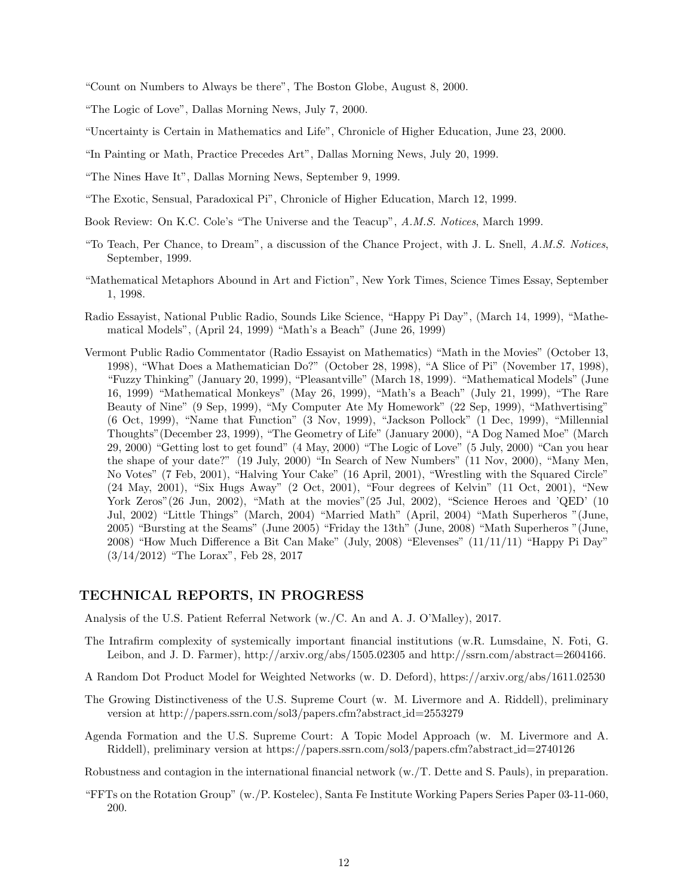"Count on Numbers to Always be there", The Boston Globe, August 8, 2000.

"The Logic of Love", Dallas Morning News, July 7, 2000.

"Uncertainty is Certain in Mathematics and Life", Chronicle of Higher Education, June 23, 2000.

"In Painting or Math, Practice Precedes Art", Dallas Morning News, July 20, 1999.

"The Nines Have It", Dallas Morning News, September 9, 1999.

"The Exotic, Sensual, Paradoxical Pi", Chronicle of Higher Education, March 12, 1999.

Book Review: On K.C. Cole's "The Universe and the Teacup", *A.M.S. Notices*, March 1999.

"To Teach, Per Chance, to Dream", a discussion of the Chance Project, with J. L. Snell, *A.M.S. Notices*, September, 1999.

"Mathematical Metaphors Abound in Art and Fiction", New York Times, Science Times Essay, September 1, 1998.

Radio Essayist, National Public Radio, Sounds Like Science, "Happy Pi Day", (March 14, 1999), "Mathematical Models", (April 24, 1999) "Math's a Beach" (June 26, 1999)

Vermont Public Radio Commentator (Radio Essayist on Mathematics) "Math in the Movies" (October 13, 1998), "What Does a Mathematician Do?" (October 28, 1998), "A Slice of Pi" (November 17, 1998), "Fuzzy Thinking" (January 20, 1999), "Pleasantville" (March 18, 1999). "Mathematical Models" (June 16, 1999) "Mathematical Monkeys" (May 26, 1999), "Math's a Beach" (July 21, 1999), "The Rare Beauty of Nine" (9 Sep, 1999), "My Computer Ate My Homework" (22 Sep, 1999), "Mathvertising" (6 Oct, 1999), "Name that Function" (3 Nov, 1999), "Jackson Pollock" (1 Dec, 1999), "Millennial Thoughts"(December 23, 1999), "The Geometry of Life" (January 2000), "A Dog Named Moe" (March 29, 2000) "Getting lost to get found" (4 May, 2000) "The Logic of Love" (5 July, 2000) "Can you hear the shape of your date?" (19 July, 2000) "In Search of New Numbers" (11 Nov, 2000), "Many Men, No Votes" (7 Feb, 2001), "Halving Your Cake" (16 April, 2001), "Wrestling with the Squared Circle" (24 May, 2001), "Six Hugs Away" (2 Oct, 2001), "Four degrees of Kelvin" (11 Oct, 2001), "New York Zeros"(26 Jun, 2002), "Math at the movies"(25 Jul, 2002), "Science Heroes and 'QED' (10 Jul, 2002) "Little Things" (March, 2004) "Married Math" (April, 2004) "Math Superheros "(June, 2005) "Bursting at the Seams" (June 2005) "Friday the 13th" (June, 2008) "Math Superheros "(June, 2008) "How Much Difference a Bit Can Make" (July, 2008) "Elevenses" (11/11/11) "Happy Pi Day" (3/14/2012) "The Lorax", Feb 28, 2017

## TECHNICAL REPORTS, IN PROGRESS

Analysis of the U.S. Patient Referral Network (w./C. An and A. J. O'Malley), 2017.

The Intrafirm complexity of systemically important financial institutions (w.R. Lumsdaine, N. Foti, G. Leibon, and J. D. Farmer), http://arxiv.org/abs/1505.02305 and http://ssrn.com/abstract=2604166.

A Random Dot Product Model for Weighted Networks (w. D. Deford), https://arxiv.org/abs/1611.02530

The Growing Distinctiveness of the U.S. Supreme Court (w. M. Livermore and A. Riddell), preliminary version at http://papers.ssrn.com/sol3/papers.cfm?abstract_id=2553279

Agenda Formation and the U.S. Supreme Court: A Topic Model Approach (w. M. Livermore and A. Riddell), preliminary version at https://papers.ssrn.com/sol3/papers.cfm?abstract_id=2740126

Robustness and contagion in the international financial network (w./T. Dette and S. Pauls), in preparation.

"FFTs on the Rotation Group" (w./P. Kostelec), Santa Fe Institute Working Papers Series Paper 03-11-060, 200.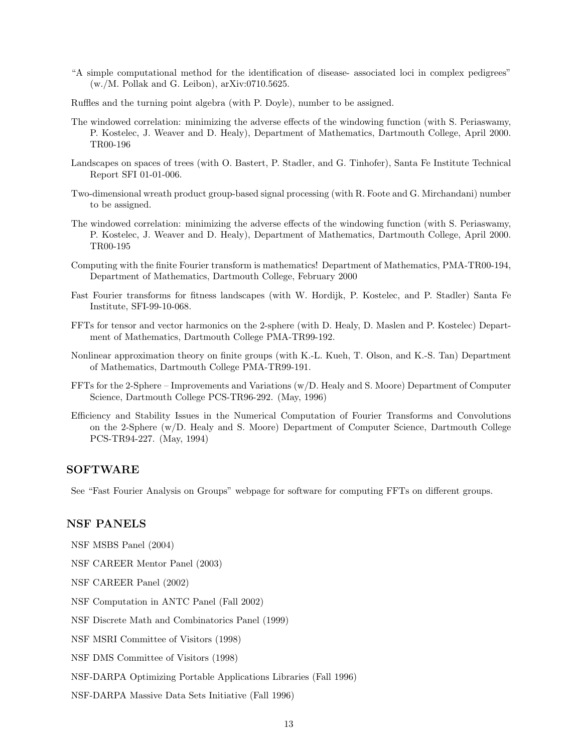"A simple computational method for the identification of disease- associated loci in complex pedigrees" (w./M. Pollak and G. Leibon), arXiv:0710.5625.

Ruffles and the turning point algebra (with P. Doyle), number to be assigned.

The windowed correlation: minimizing the adverse effects of the windowing function (with S. Periaswamy, P. Kostelec, J. Weaver and D. Healy), Department of Mathematics, Dartmouth College, April 2000. TR00-196

Landscapes on spaces of trees (with O. Bastert, P. Stadler, and G. Tinhofer), Santa Fe Institute Technical Report SFI 01-01-006.

Two-dimensional wreath product group-based signal processing (with R. Foote and G. Mirchandani) number to be assigned.

The windowed correlation: minimizing the adverse effects of the windowing function (with S. Periaswamy, P. Kostelec, J. Weaver and D. Healy), Department of Mathematics, Dartmouth College, April 2000. TR00-195

Computing with the finite Fourier transform is mathematics! Department of Mathematics, PMA-TR00-194, Department of Mathematics, Dartmouth College, February 2000

Fast Fourier transforms for fitness landscapes (with W. Hordijk, P. Kostelec, and P. Stadler) Santa Fe Institute, SFI-99-10-068.

FFTs for tensor and vector harmonics on the 2-sphere (with D. Healy, D. Maslen and P. Kostelec) Department of Mathematics, Dartmouth College PMA-TR99-192.

Nonlinear approximation theory on finite groups (with K.-L. Kueh, T. Olson, and K.-S. Tan) Department of Mathematics, Dartmouth College PMA-TR99-191.

FFTs for the 2-Sphere – Improvements and Variations (w/D. Healy and S. Moore) Department of Computer Science, Dartmouth College PCS-TR96-292. (May, 1996)

Efficiency and Stability Issues in the Numerical Computation of Fourier Transforms and Convolutions on the 2-Sphere (w/D. Healy and S. Moore) Department of Computer Science, Dartmouth College PCS-TR94-227. (May, 1994)

## SOFTWARE

See "Fast Fourier Analysis on Groups" webpage for software for computing FFTs on different groups.

## NSF PANELS

NSF MSBS Panel (2004)

NSF CAREER Mentor Panel (2003)

NSF CAREER Panel (2002)

NSF Computation in ANTC Panel (Fall 2002)

NSF Discrete Math and Combinatorics Panel (1999)

NSF MSRI Committee of Visitors (1998)

NSF DMS Committee of Visitors (1998)

NSF-DARPA Optimizing Portable Applications Libraries (Fall 1996)

NSF-DARPA Massive Data Sets Initiative (Fall 1996)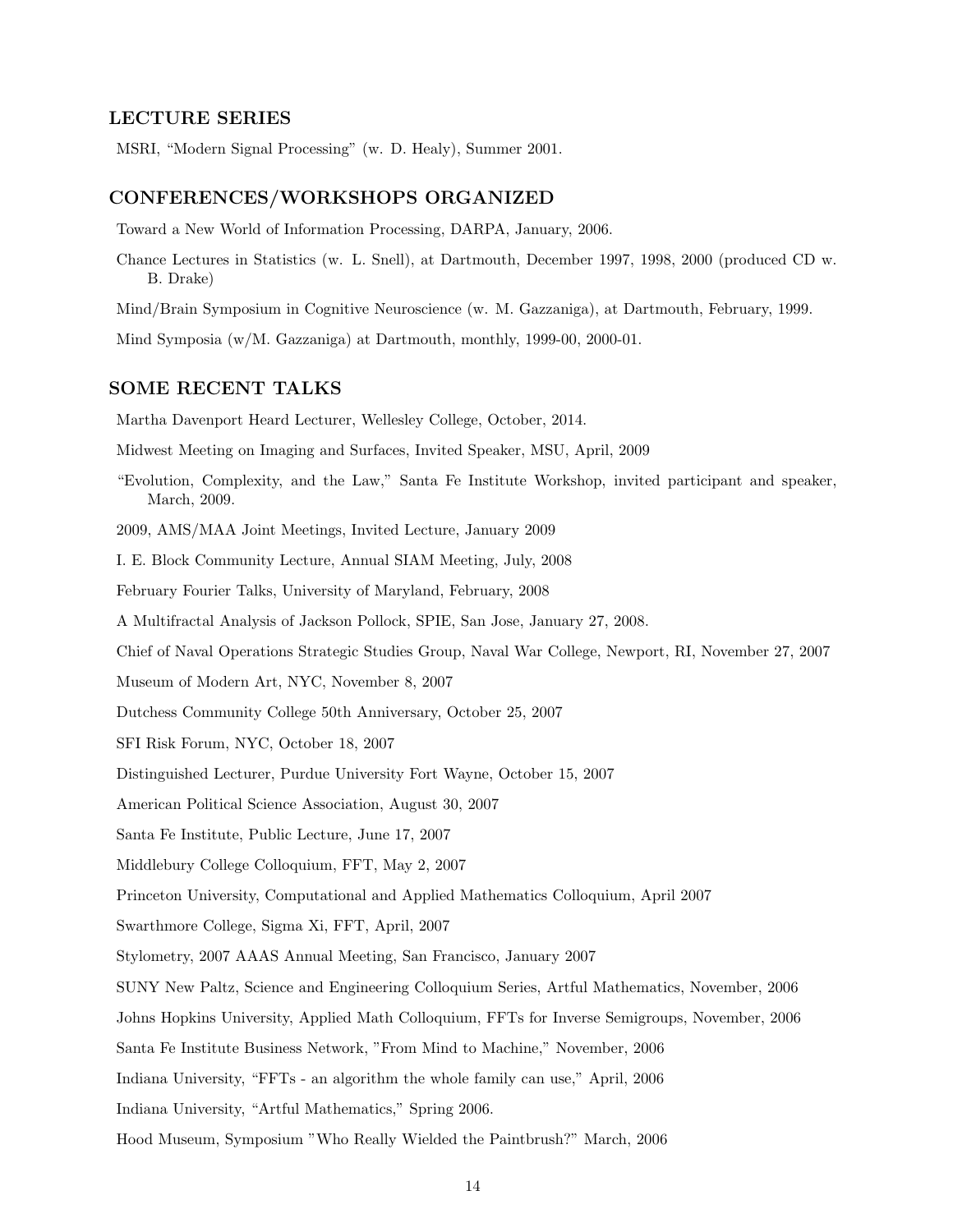## LECTURE SERIES

MSRI, "Modern Signal Processing" (w. D. Healy), Summer 2001.

## CONFERENCES/WORKSHOPS ORGANIZED

Toward a New World of Information Processing, DARPA, January, 2006.

Chance Lectures in Statistics (w. L. Snell), at Dartmouth, December 1997, 1998, 2000 (produced CD w. B. Drake)

Mind/Brain Symposium in Cognitive Neuroscience (w. M. Gazzaniga), at Dartmouth, February, 1999.

Mind Symposia (w/M. Gazzaniga) at Dartmouth, monthly, 1999-00, 2000-01.

## SOME RECENT TALKS

Martha Davenport Heard Lecturer, Wellesley College, October, 2014.

Midwest Meeting on Imaging and Surfaces, Invited Speaker, MSU, April, 2009

"Evolution, Complexity, and the Law," Santa Fe Institute Workshop, invited participant and speaker, March, 2009.

2009, AMS/MAA Joint Meetings, Invited Lecture, January 2009

I. E. Block Community Lecture, Annual SIAM Meeting, July, 2008

February Fourier Talks, University of Maryland, February, 2008

A Multifractal Analysis of Jackson Pollock, SPIE, San Jose, January 27, 2008.

Chief of Naval Operations Strategic Studies Group, Naval War College, Newport, RI, November 27, 2007

Museum of Modern Art, NYC, November 8, 2007

Dutchess Community College 50th Anniversary, October 25, 2007

SFI Risk Forum, NYC, October 18, 2007

Distinguished Lecturer, Purdue University Fort Wayne, October 15, 2007

American Political Science Association, August 30, 2007

Santa Fe Institute, Public Lecture, June 17, 2007

Middlebury College Colloquium, FFT, May 2, 2007

Princeton University, Computational and Applied Mathematics Colloquium, April 2007

Swarthmore College, Sigma Xi, FFT, April, 2007

Stylometry, 2007 AAAS Annual Meeting, San Francisco, January 2007

SUNY New Paltz, Science and Engineering Colloquium Series, Artful Mathematics, November, 2006

Johns Hopkins University, Applied Math Colloquium, FFTs for Inverse Semigroups, November, 2006

Santa Fe Institute Business Network, "From Mind to Machine," November, 2006

Indiana University, "FFTs - an algorithm the whole family can use," April, 2006

Indiana University, "Artful Mathematics," Spring 2006.

Hood Museum, Symposium "Who Really Wielded the Paintbrush?" March, 2006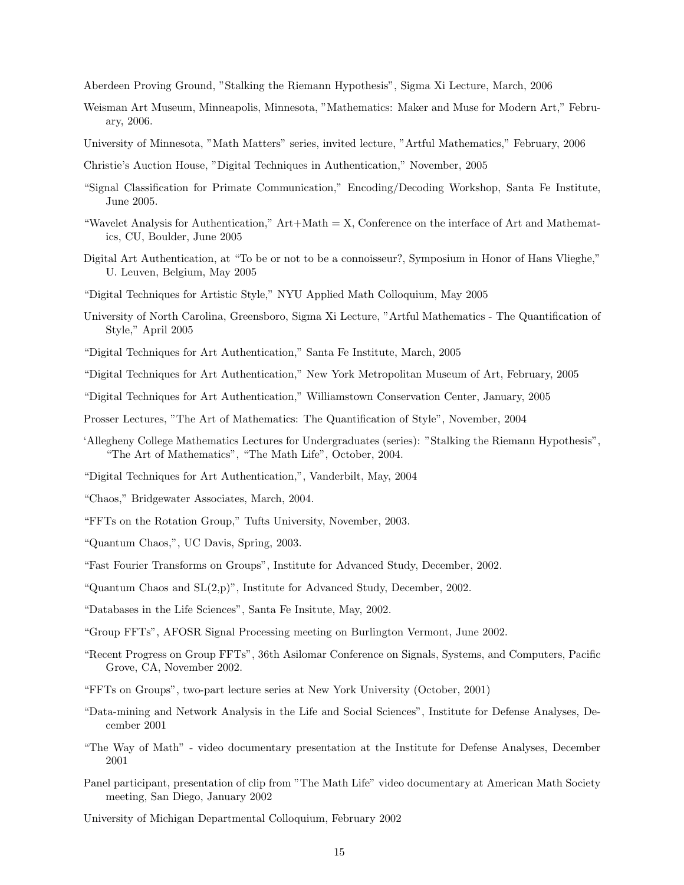Aberdeen Proving Ground, "Stalking the Riemann Hypothesis", Sigma Xi Lecture, March, 2006

Weisman Art Museum, Minneapolis, Minnesota, "Mathematics: Maker and Muse for Modern Art," February, 2006.

University of Minnesota, "Math Matters" series, invited lecture, "Artful Mathematics," February, 2006

Christie's Auction House, "Digital Techniques in Authentication," November, 2005

"Signal Classification for Primate Communication," Encoding/Decoding Workshop, Santa Fe Institute, June 2005.

"Wavelet Analysis for Authentication," Art+Math = X, Conference on the interface of Art and Mathematics, CU, Boulder, June 2005

Digital Art Authentication, at "To be or not to be a connoisseur?, Symposium in Honor of Hans Vlieghe," U. Leuven, Belgium, May 2005

"Digital Techniques for Artistic Style," NYU Applied Math Colloquium, May 2005

University of North Carolina, Greensboro, Sigma Xi Lecture, "Artful Mathematics - The Quantification of Style," April 2005

"Digital Techniques for Art Authentication," Santa Fe Institute, March, 2005

"Digital Techniques for Art Authentication," New York Metropolitan Museum of Art, February, 2005

"Digital Techniques for Art Authentication," Williamstown Conservation Center, January, 2005

Prosser Lectures, "The Art of Mathematics: The Quantification of Style", November, 2004

'Allegheny College Mathematics Lectures for Undergraduates (series): "Stalking the Riemann Hypothesis", "The Art of Mathematics", "The Math Life", October, 2004.

"Digital Techniques for Art Authentication,", Vanderbilt, May, 2004

"Chaos," Bridgewater Associates, March, 2004.

"FFTs on the Rotation Group," Tufts University, November, 2003.

"Quantum Chaos,", UC Davis, Spring, 2003.

"Fast Fourier Transforms on Groups", Institute for Advanced Study, December, 2002.

"Quantum Chaos and SL(2,p)", Institute for Advanced Study, December, 2002.

"Databases in the Life Sciences", Santa Fe Insitute, May, 2002.

"Group FFTs", AFOSR Signal Processing meeting on Burlington Vermont, June 2002.

"Recent Progress on Group FFTs", 36th Asilomar Conference on Signals, Systems, and Computers, Pacific Grove, CA, November 2002.

"FFTs on Groups", two-part lecture series at New York University (October, 2001)

"Data-mining and Network Analysis in the Life and Social Sciences", Institute for Defense Analyses, December 2001

"The Way of Math" - video documentary presentation at the Institute for Defense Analyses, December 2001

Panel participant, presentation of clip from "The Math Life" video documentary at American Math Society meeting, San Diego, January 2002

University of Michigan Departmental Colloquium, February 2002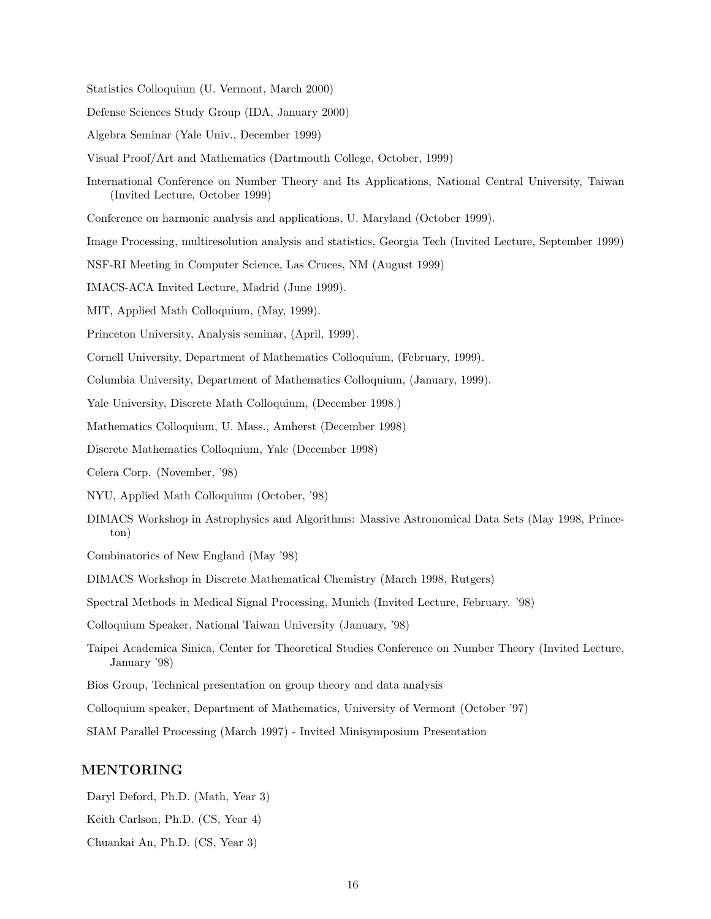Statistics Colloquium (U. Vermont, March 2000)

Defense Sciences Study Group (IDA, January 2000)

Algebra Seminar (Yale Univ., December 1999)

Visual Proof/Art and Mathematics (Dartmouth College, October, 1999)

International Conference on Number Theory and Its Applications, National Central University, Taiwan (Invited Lecture, October 1999)

Conference on harmonic analysis and applications, U. Maryland (October 1999).

Image Processing, multiresolution analysis and statistics, Georgia Tech (Invited Lecture, September 1999)

NSF-RI Meeting in Computer Science, Las Cruces, NM (August 1999)

IMACS-ACA Invited Lecture, Madrid (June 1999).

MIT, Applied Math Colloquium, (May, 1999).

Princeton University, Analysis seminar, (April, 1999).

Cornell University, Department of Mathematics Colloquium, (February, 1999).

Columbia University, Department of Mathematics Colloquium, (January, 1999).

Yale University, Discrete Math Colloquium, (December 1998.)

Mathematics Colloquium, U. Mass., Amherst (December 1998)

Discrete Mathematics Colloquium, Yale (December 1998)

Celera Corp. (November, '98)

NYU, Applied Math Colloquium (October, '98)

DIMACS Workshop in Astrophysics and Algorithms: Massive Astronomical Data Sets (May 1998, Princeton)

Combinatorics of New England (May '98)

DIMACS Workshop in Discrete Mathematical Chemistry (March 1998, Rutgers)

Spectral Methods in Medical Signal Processing, Munich (Invited Lecture, February. '98)

Colloquium Speaker, National Taiwan University (January, '98)

Taipei Academica Sinica, Center for Theoretical Studies Conference on Number Theory (Invited Lecture, January '98)

Bios Group, Technical presentation on group theory and data analysis

Colloquium speaker, Department of Mathematics, University of Vermont (October '97)

SIAM Parallel Processing (March 1997) - Invited Minisymposium Presentation

## MENTORING

Daryl Deford, Ph.D. (Math, Year 3)

Keith Carlson, Ph.D. (CS, Year 4)

Chuankai An, Ph.D. (CS, Year 3)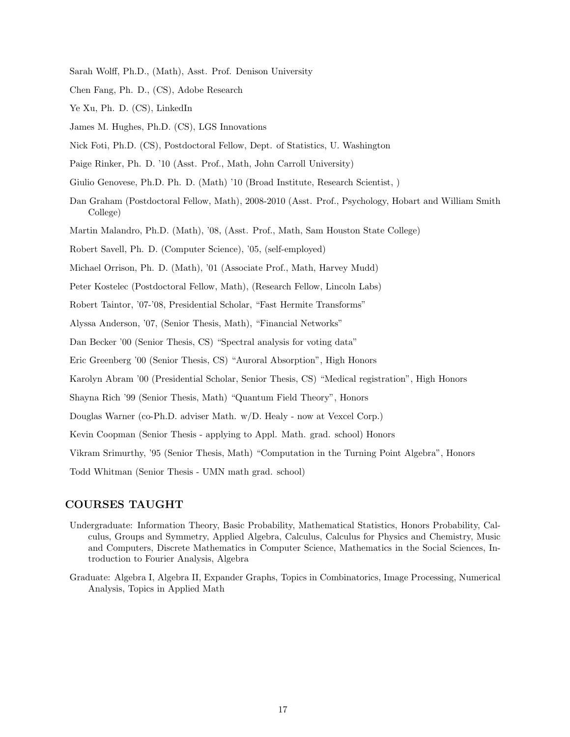Sarah Wolff, Ph.D., (Math), Asst. Prof. Denison University

Chen Fang, Ph. D., (CS), Adobe Research

Ye Xu, Ph. D. (CS), LinkedIn

James M. Hughes, Ph.D. (CS), LGS Innovations

Nick Foti, Ph.D. (CS), Postdoctoral Fellow, Dept. of Statistics, U. Washington

Paige Rinker, Ph. D. '10 (Asst. Prof., Math, John Carroll University)

Giulio Genovese, Ph.D. Ph. D. (Math) '10 (Broad Institute, Research Scientist, )

Dan Graham (Postdoctoral Fellow, Math), 2008-2010 (Asst. Prof., Psychology, Hobart and William Smith College)

Martin Malandro, Ph.D. (Math), '08, (Asst. Prof., Math, Sam Houston State College)

Robert Savell, Ph. D. (Computer Science), '05, (self-employed)

Michael Orrison, Ph. D. (Math), '01 (Associate Prof., Math, Harvey Mudd)

Peter Kostelec (Postdoctoral Fellow, Math), (Research Fellow, Lincoln Labs)

Robert Taintor, '07-'08, Presidential Scholar, "Fast Hermite Transforms"

Alyssa Anderson, '07, (Senior Thesis, Math), "Financial Networks"

Dan Becker '00 (Senior Thesis, CS) "Spectral analysis for voting data"

Eric Greenberg '00 (Senior Thesis, CS) "Auroral Absorption", High Honors

Karolyn Abram '00 (Presidential Scholar, Senior Thesis, CS) "Medical registration", High Honors

Shayna Rich '99 (Senior Thesis, Math) "Quantum Field Theory", Honors

Douglas Warner (co-Ph.D. adviser Math. w/D. Healy - now at Vexcel Corp.)

Kevin Coopman (Senior Thesis - applying to Appl. Math. grad. school) Honors

Vikram Srimurthy, '95 (Senior Thesis, Math) "Computation in the Turning Point Algebra", Honors

Todd Whitman (Senior Thesis - UMN math grad. school)

## COURSES TAUGHT

Undergraduate: Information Theory, Basic Probability, Mathematical Statistics, Honors Probability, Calculus, Groups and Symmetry, Applied Algebra, Calculus, Calculus for Physics and Chemistry, Music and Computers, Discrete Mathematics in Computer Science, Mathematics in the Social Sciences, Introduction to Fourier Analysis, Algebra

Graduate: Algebra I, Algebra II, Expander Graphs, Topics in Combinatorics, Image Processing, Numerical Analysis, Topics in Applied Math